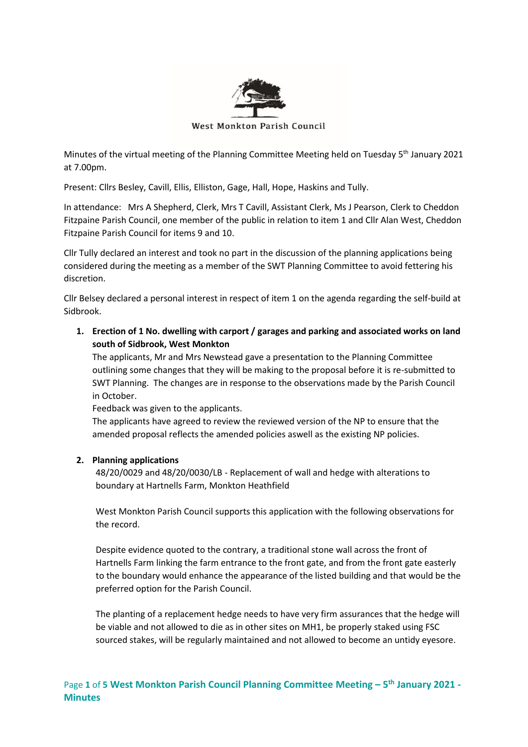West Monkton Parish Council

Minutes of the virtual meeting of the Planning Committee Meeting held on Tuesday 5th January 2021 at 7.00pm.

Present: Cllrs Besley, Cavill, Ellis, Elliston, Gage, Hall, Hope, Haskins and Tully.

In attendance: Mrs A Shepherd, Clerk, Mrs T Cavill, Assistant Clerk, Ms J Pearson, Clerk to Cheddon Fitzpaine Parish Council, one member of the public in relation to item 1 and Cllr Alan West, Cheddon Fitzpaine Parish Council for items 9 and 10.

Cllr Tully declared an interest and took no part in the discussion of the planning applications being considered during the meeting as a member of the SWT Planning Committee to avoid fettering his discretion.

Cllr Belsey declared a personal interest in respect of item 1 on the agenda regarding the self-build at Sidbrook.

1. **Erection of 1 No. dwelling with carport / garages and parking and associated works on land south of Sidbrook, West Monkton**
   The applicants, Mr and Mrs Newstead gave a presentation to the Planning Committee outlining some changes that they will be making to the proposal before it is re-submitted to SWT Planning. The changes are in response to the observations made by the Parish Council in October.
   Feedback was given to the applicants.
   The applicants have agreed to review the reviewed version of the NP to ensure that the amended proposal reflects the amended policies aswell as the existing NP policies.

2. **Planning applications**
   48/20/0029 and 48/20/0030/LB - Replacement of wall and hedge with alterations to boundary at Hartnells Farm, Monkton Heathfield

   West Monkton Parish Council supports this application with the following observations for the record.

   Despite evidence quoted to the contrary, a traditional stone wall across the front of Hartnells Farm linking the farm entrance to the front gate, and from the front gate easterly to the boundary would enhance the appearance of the listed building and that would be the preferred option for the Parish Council.

   The planting of a replacement hedge needs to have very firm assurances that the hedge will be viable and not allowed to die as in other sites on MH1, be properly staked using FSC sourced stakes, will be regularly maintained and not allowed to become an untidy eyesore.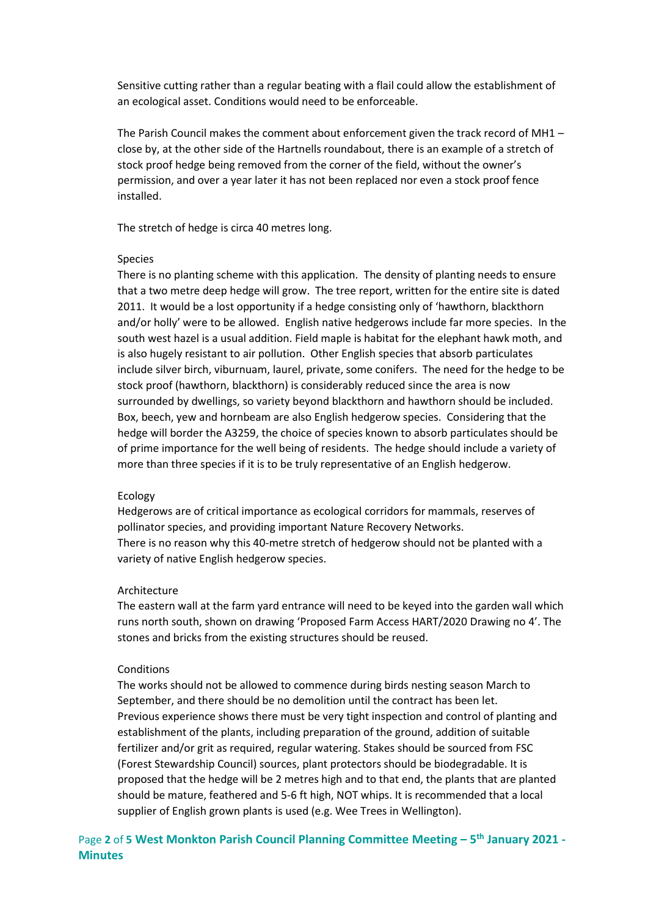Sensitive cutting rather than a regular beating with a flail could allow the establishment of an ecological asset. Conditions would need to be enforceable.

The Parish Council makes the comment about enforcement given the track record of MH1 – close by, at the other side of the Hartnells roundabout, there is an example of a stretch of stock proof hedge being removed from the corner of the field, without the owner's permission, and over a year later it has not been replaced nor even a stock proof fence installed.

The stretch of hedge is circa 40 metres long.

Species
There is no planting scheme with this application. The density of planting needs to ensure that a two metre deep hedge will grow. The tree report, written for the entire site is dated 2011. It would be a lost opportunity if a hedge consisting only of 'hawthorn, blackthorn and/or holly' were to be allowed. English native hedgerows include far more species. In the south west hazel is a usual addition. Field maple is habitat for the elephant hawk moth, and is also hugely resistant to air pollution. Other English species that absorb particulates include silver birch, viburnuam, laurel, private, some conifers. The need for the hedge to be stock proof (hawthorn, blackthorn) is considerably reduced since the area is now surrounded by dwellings, so variety beyond blackthorn and hawthorn should be included. Box, beech, yew and hornbeam are also English hedgerow species. Considering that the hedge will border the A3259, the choice of species known to absorb particulates should be of prime importance for the well being of residents. The hedge should include a variety of more than three species if it is to be truly representative of an English hedgerow.

Ecology
Hedgerows are of critical importance as ecological corridors for mammals, reserves of pollinator species, and providing important Nature Recovery Networks.
There is no reason why this 40-metre stretch of hedgerow should not be planted with a variety of native English hedgerow species.

Architecture
The eastern wall at the farm yard entrance will need to be keyed into the garden wall which runs north south, shown on drawing 'Proposed Farm Access HART/2020 Drawing no 4'. The stones and bricks from the existing structures should be reused.

Conditions
The works should not be allowed to commence during birds nesting season March to September, and there should be no demolition until the contract has been let.
Previous experience shows there must be very tight inspection and control of planting and establishment of the plants, including preparation of the ground, addition of suitable fertilizer and/or grit as required, regular watering. Stakes should be sourced from FSC (Forest Stewardship Council) sources, plant protectors should be biodegradable. It is proposed that the hedge will be 2 metres high and to that end, the plants that are planted should be mature, feathered and 5-6 ft high, NOT whips. It is recommended that a local supplier of English grown plants is used (e.g. Wee Trees in Wellington).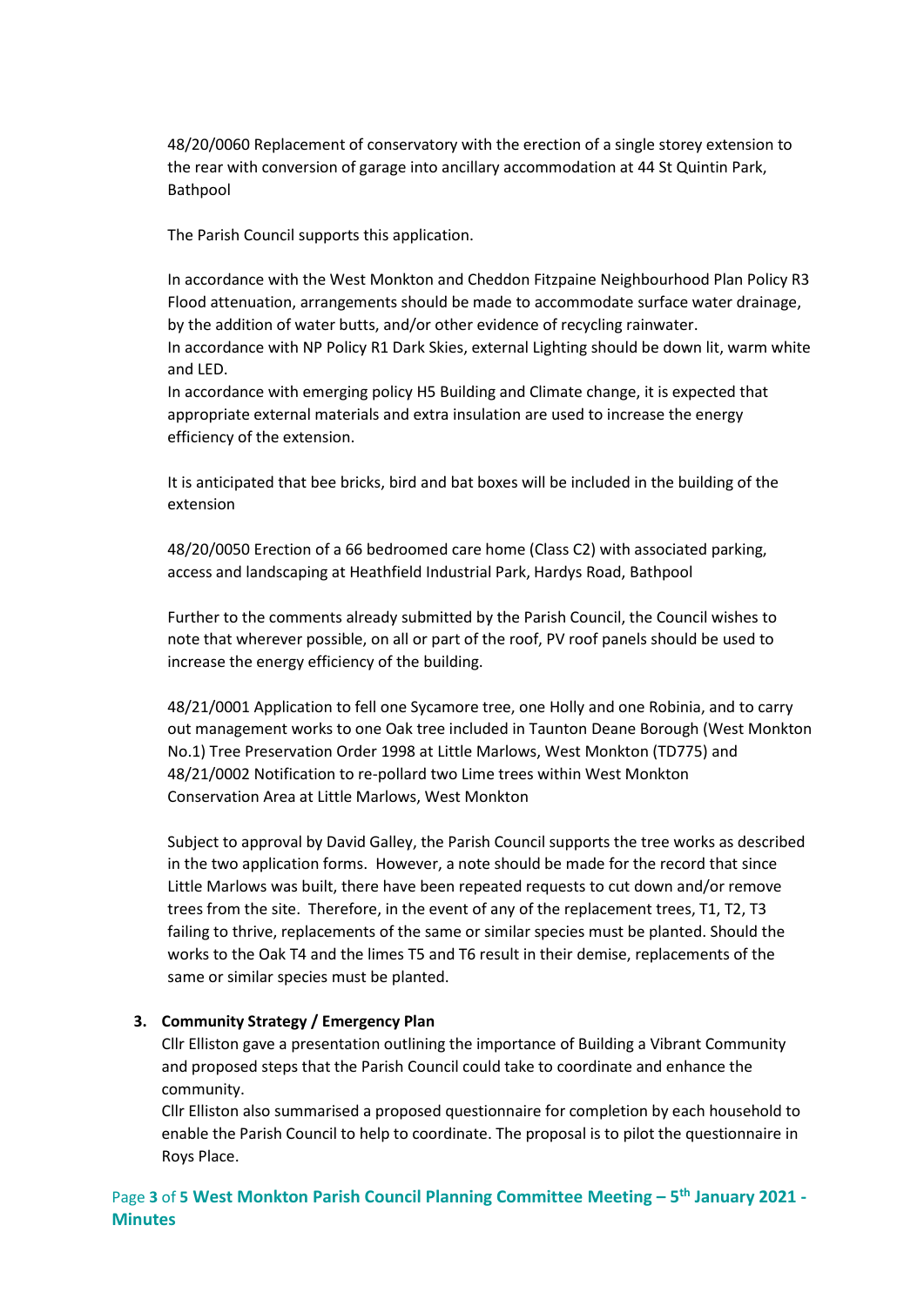48/20/0060 Replacement of conservatory with the erection of a single storey extension to the rear with conversion of garage into ancillary accommodation at 44 St Quintin Park, Bathpool

The Parish Council supports this application.

In accordance with the West Monkton and Cheddon Fitzpaine Neighbourhood Plan Policy R3 Flood attenuation, arrangements should be made to accommodate surface water drainage, by the addition of water butts, and/or other evidence of recycling rainwater.
In accordance with NP Policy R1 Dark Skies, external Lighting should be down lit, warm white and LED.
In accordance with emerging policy H5 Building and Climate change, it is expected that appropriate external materials and extra insulation are used to increase the energy efficiency of the extension.

It is anticipated that bee bricks, bird and bat boxes will be included in the building of the extension

48/20/0050 Erection of a 66 bedroomed care home (Class C2) with associated parking, access and landscaping at Heathfield Industrial Park, Hardys Road, Bathpool

Further to the comments already submitted by the Parish Council, the Council wishes to note that wherever possible, on all or part of the roof, PV roof panels should be used to increase the energy efficiency of the building.

48/21/0001 Application to fell one Sycamore tree, one Holly and one Robinia, and to carry out management works to one Oak tree included in Taunton Deane Borough (West Monkton No.1) Tree Preservation Order 1998 at Little Marlows, West Monkton (TD775) and 48/21/0002 Notification to re-pollard two Lime trees within West Monkton Conservation Area at Little Marlows, West Monkton

Subject to approval by David Galley, the Parish Council supports the tree works as described in the two application forms. However, a note should be made for the record that since Little Marlows was built, there have been repeated requests to cut down and/or remove trees from the site. Therefore, in the event of any of the replacement trees, T1, T2, T3 failing to thrive, replacements of the same or similar species must be planted. Should the works to the Oak T4 and the limes T5 and T6 result in their demise, replacements of the same or similar species must be planted.

3. **Community Strategy / Emergency Plan**
   Cllr Elliston gave a presentation outlining the importance of Building a Vibrant Community and proposed steps that the Parish Council could take to coordinate and enhance the community.
   Cllr Elliston also summarised a proposed questionnaire for completion by each household to enable the Parish Council to help to coordinate. The proposal is to pilot the questionnaire in Roys Place.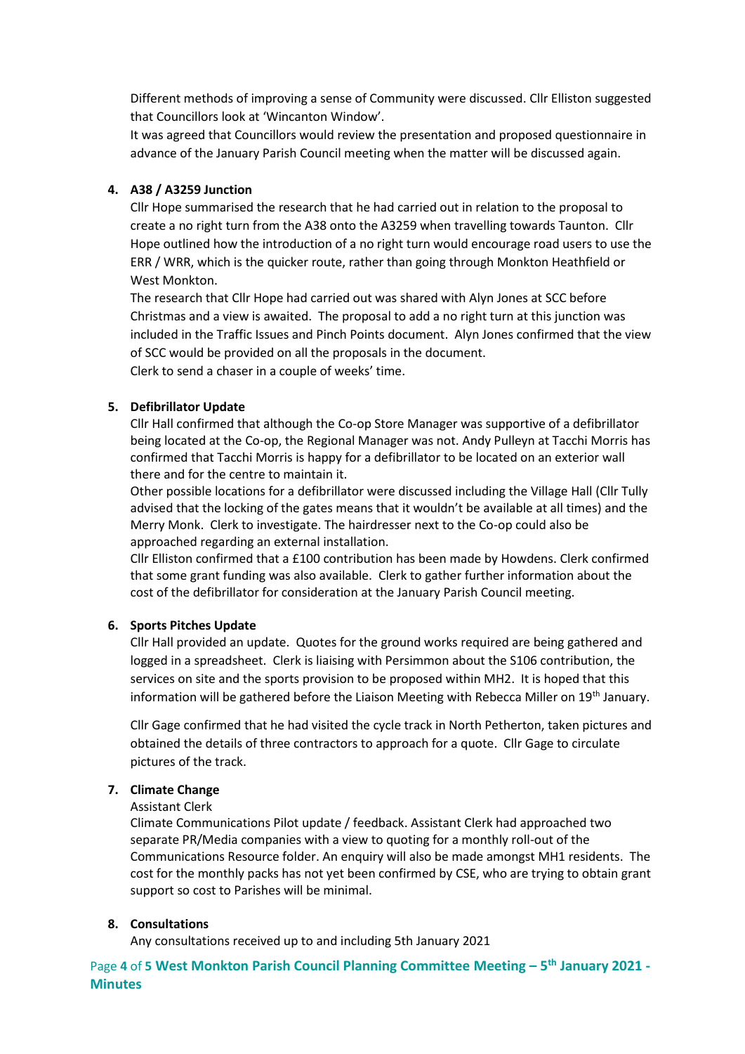Different methods of improving a sense of Community were discussed. Cllr Elliston suggested that Councillors look at 'Wincanton Window'.
It was agreed that Councillors would review the presentation and proposed questionnaire in advance of the January Parish Council meeting when the matter will be discussed again.

4. **A38 / A3259 Junction**

   Cllr Hope summarised the research that he had carried out in relation to the proposal to create a no right turn from the A38 onto the A3259 when travelling towards Taunton. Cllr Hope outlined how the introduction of a no right turn would encourage road users to use the ERR / WRR, which is the quicker route, rather than going through Monkton Heathfield or West Monkton.
   The research that Cllr Hope had carried out was shared with Alyn Jones at SCC before Christmas and a view is awaited. The proposal to add a no right turn at this junction was included in the Traffic Issues and Pinch Points document. Alyn Jones confirmed that the view of SCC would be provided on all the proposals in the document.
   Clerk to send a chaser in a couple of weeks' time.

5. **Defibrillator Update**

   Cllr Hall confirmed that although the Co-op Store Manager was supportive of a defibrillator being located at the Co-op, the Regional Manager was not. Andy Pulleyn at Tacchi Morris has confirmed that Tacchi Morris is happy for a defibrillator to be located on an exterior wall there and for the centre to maintain it.
   Other possible locations for a defibrillator were discussed including the Village Hall (Cllr Tully advised that the locking of the gates means that it wouldn't be available at all times) and the Merry Monk. Clerk to investigate. The hairdresser next to the Co-op could also be approached regarding an external installation.
   Cllr Elliston confirmed that a £100 contribution has been made by Howdens. Clerk confirmed that some grant funding was also available. Clerk to gather further information about the cost of the defibrillator for consideration at the January Parish Council meeting.

6. **Sports Pitches Update**

   Cllr Hall provided an update. Quotes for the ground works required are being gathered and logged in a spreadsheet. Clerk is liaising with Persimmon about the S106 contribution, the services on site and the sports provision to be proposed within MH2. It is hoped that this information will be gathered before the Liaison Meeting with Rebecca Miller on 19th January.

   Cllr Gage confirmed that he had visited the cycle track in North Petherton, taken pictures and obtained the details of three contractors to approach for a quote. Cllr Gage to circulate pictures of the track.

7. **Climate Change**

   Assistant Clerk
   Climate Communications Pilot update / feedback. Assistant Clerk had approached two separate PR/Media companies with a view to quoting for a monthly roll-out of the Communications Resource folder. An enquiry will also be made amongst MH1 residents. The cost for the monthly packs has not yet been confirmed by CSE, who are trying to obtain grant support so cost to Parishes will be minimal.

8. **Consultations**

   Any consultations received up to and including 5th January 2021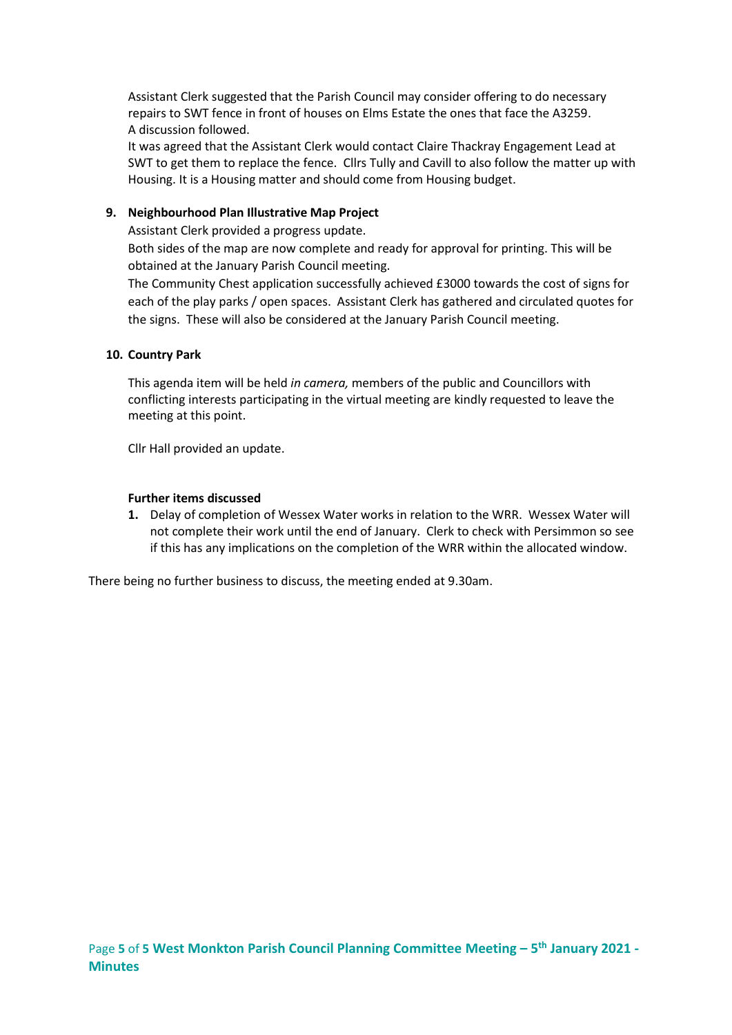Assistant Clerk suggested that the Parish Council may consider offering to do necessary repairs to SWT fence in front of houses on Elms Estate the ones that face the A3259.
A discussion followed.
It was agreed that the Assistant Clerk would contact Claire Thackray Engagement Lead at SWT to get them to replace the fence. Cllrs Tully and Cavill to also follow the matter up with Housing. It is a Housing matter and should come from Housing budget.

**9. Neighbourhood Plan Illustrative Map Project**

Assistant Clerk provided a progress update.
Both sides of the map are now complete and ready for approval for printing. This will be obtained at the January Parish Council meeting.
The Community Chest application successfully achieved £3000 towards the cost of signs for each of the play parks / open spaces. Assistant Clerk has gathered and circulated quotes for the signs. These will also be considered at the January Parish Council meeting.

**10. Country Park**

This agenda item will be held *in camera,* members of the public and Councillors with conflicting interests participating in the virtual meeting are kindly requested to leave the meeting at this point.

Cllr Hall provided an update.

**Further items discussed**

1. Delay of completion of Wessex Water works in relation to the WRR. Wessex Water will not complete their work until the end of January. Clerk to check with Persimmon so see if this has any implications on the completion of the WRR within the allocated window.

There being no further business to discuss, the meeting ended at 9.30am.